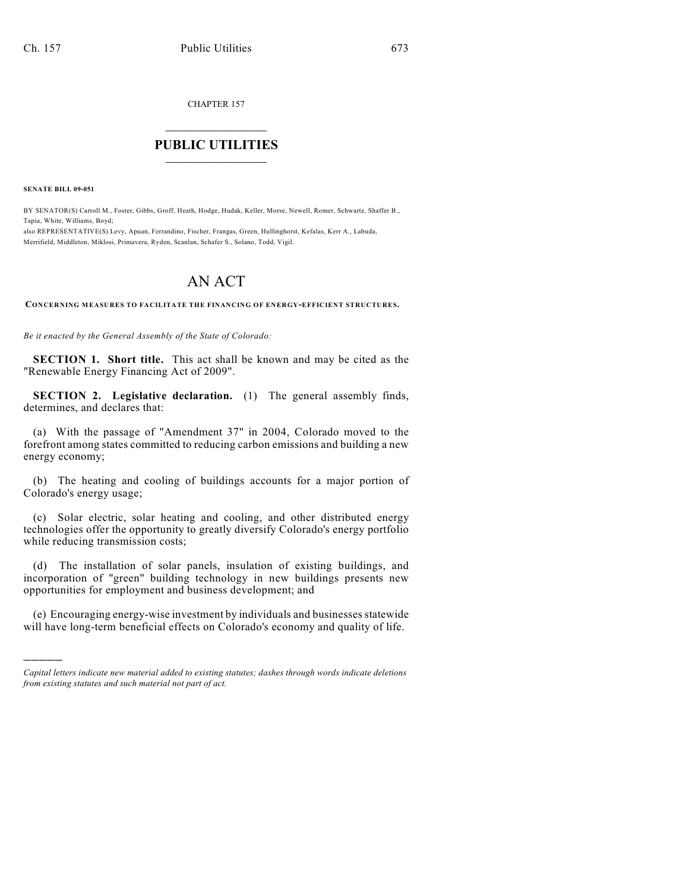CHAPTER 157

# PUBLIC UTILITIES

**SENATE BILL 09-051**

BY SENATOR(S) Carroll M., Foster, Gibbs, Groff, Heath, Hodge, Hudak, Keller, Morse, Newell, Romer, Schwartz, Shaffer B., Tapia, White, Williams, Boyd;
also REPRESENTATIVE(S) Levy, Apuan, Ferrandino, Fischer, Frangas, Green, Hullinghorst, Kefalas, Kerr A., Labuda, Merrifield, Middleton, Miklosi, Primavera, Ryden, Scanlan, Schafer S., Solano, Todd, Vigil.

# AN ACT

**CONCERNING MEASURES TO FACILITATE THE FINANCING OF ENERGY-EFFICIENT STRUCTURES.**

*Be it enacted by the General Assembly of the State of Colorado:*

**SECTION 1. Short title.** This act shall be known and may be cited as the "Renewable Energy Financing Act of 2009".

**SECTION 2. Legislative declaration.** (1) The general assembly finds, determines, and declares that:

(a) With the passage of "Amendment 37" in 2004, Colorado moved to the forefront among states committed to reducing carbon emissions and building a new energy economy;

(b) The heating and cooling of buildings accounts for a major portion of Colorado's energy usage;

(c) Solar electric, solar heating and cooling, and other distributed energy technologies offer the opportunity to greatly diversify Colorado's energy portfolio while reducing transmission costs;

(d) The installation of solar panels, insulation of existing buildings, and incorporation of "green" building technology in new buildings presents new opportunities for employment and business development; and

(e) Encouraging energy-wise investment by individuals and businesses statewide will have long-term beneficial effects on Colorado's economy and quality of life.

---

*Capital letters indicate new material added to existing statutes; dashes through words indicate deletions from existing statutes and such material not part of act.*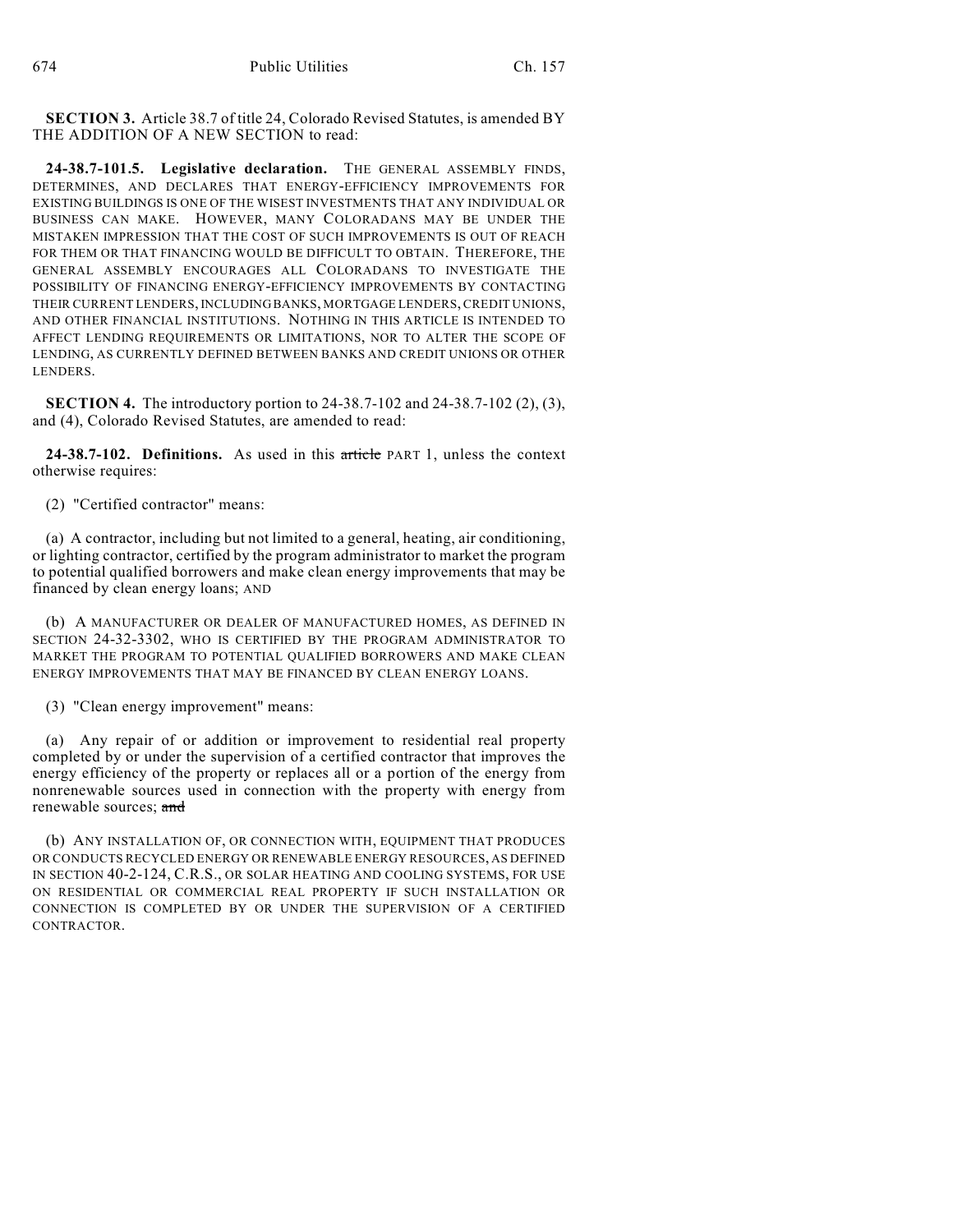**SECTION 3.** Article 38.7 of title 24, Colorado Revised Statutes, is amended BY THE ADDITION OF A NEW SECTION to read:

**24-38.7-101.5. Legislative declaration.** THE GENERAL ASSEMBLY FINDS, DETERMINES, AND DECLARES THAT ENERGY-EFFICIENCY IMPROVEMENTS FOR EXISTING BUILDINGS IS ONE OF THE WISEST INVESTMENTS THAT ANY INDIVIDUAL OR BUSINESS CAN MAKE. HOWEVER, MANY COLORADANS MAY BE UNDER THE MISTAKEN IMPRESSION THAT THE COST OF SUCH IMPROVEMENTS IS OUT OF REACH FOR THEM OR THAT FINANCING WOULD BE DIFFICULT TO OBTAIN. THEREFORE, THE GENERAL ASSEMBLY ENCOURAGES ALL COLORADANS TO INVESTIGATE THE POSSIBILITY OF FINANCING ENERGY-EFFICIENCY IMPROVEMENTS BY CONTACTING THEIR CURRENT LENDERS, INCLUDING BANKS, MORTGAGE LENDERS, CREDIT UNIONS, AND OTHER FINANCIAL INSTITUTIONS. NOTHING IN THIS ARTICLE IS INTENDED TO AFFECT LENDING REQUIREMENTS OR LIMITATIONS, NOR TO ALTER THE SCOPE OF LENDING, AS CURRENTLY DEFINED BETWEEN BANKS AND CREDIT UNIONS OR OTHER LENDERS.

**SECTION 4.** The introductory portion to 24-38.7-102 and 24-38.7-102 (2), (3), and (4), Colorado Revised Statutes, are amended to read:

**24-38.7-102. Definitions.** As used in this ~~article~~ PART 1, unless the context otherwise requires:

(2) "Certified contractor" means:

(a) A contractor, including but not limited to a general, heating, air conditioning, or lighting contractor, certified by the program administrator to market the program to potential qualified borrowers and make clean energy improvements that may be financed by clean energy loans; AND

(b) A MANUFACTURER OR DEALER OF MANUFACTURED HOMES, AS DEFINED IN SECTION 24-32-3302, WHO IS CERTIFIED BY THE PROGRAM ADMINISTRATOR TO MARKET THE PROGRAM TO POTENTIAL QUALIFIED BORROWERS AND MAKE CLEAN ENERGY IMPROVEMENTS THAT MAY BE FINANCED BY CLEAN ENERGY LOANS.

(3) "Clean energy improvement" means:

(a) Any repair of or addition or improvement to residential real property completed by or under the supervision of a certified contractor that improves the energy efficiency of the property or replaces all or a portion of the energy from nonrenewable sources used in connection with the property with energy from renewable sources; ~~and~~

(b) ANY INSTALLATION OF, OR CONNECTION WITH, EQUIPMENT THAT PRODUCES OR CONDUCTS RECYCLED ENERGY OR RENEWABLE ENERGY RESOURCES, AS DEFINED IN SECTION 40-2-124, C.R.S., OR SOLAR HEATING AND COOLING SYSTEMS, FOR USE ON RESIDENTIAL OR COMMERCIAL REAL PROPERTY IF SUCH INSTALLATION OR CONNECTION IS COMPLETED BY OR UNDER THE SUPERVISION OF A CERTIFIED CONTRACTOR.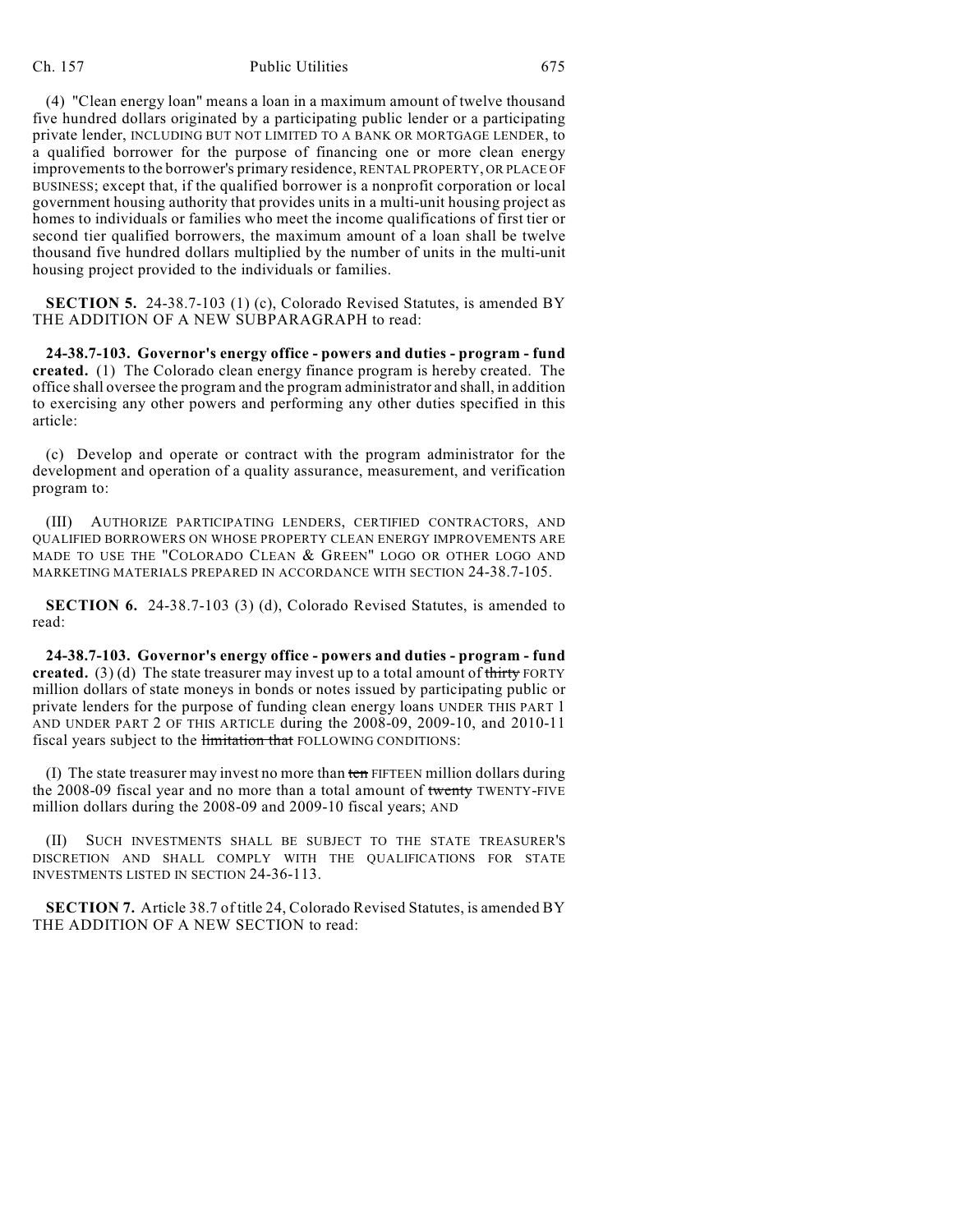(4) "Clean energy loan" means a loan in a maximum amount of twelve thousand five hundred dollars originated by a participating public lender or a participating private lender, INCLUDING BUT NOT LIMITED TO A BANK OR MORTGAGE LENDER, to a qualified borrower for the purpose of financing one or more clean energy improvements to the borrower's primary residence, RENTAL PROPERTY, OR PLACE OF BUSINESS; except that, if the qualified borrower is a nonprofit corporation or local government housing authority that provides units in a multi-unit housing project as homes to individuals or families who meet the income qualifications of first tier or second tier qualified borrowers, the maximum amount of a loan shall be twelve thousand five hundred dollars multiplied by the number of units in the multi-unit housing project provided to the individuals or families.

**SECTION 5.** 24-38.7-103 (1) (c), Colorado Revised Statutes, is amended BY THE ADDITION OF A NEW SUBPARAGRAPH to read:

**24-38.7-103. Governor's energy office - powers and duties - program - fund created.** (1) The Colorado clean energy finance program is hereby created. The office shall oversee the program and the program administrator and shall, in addition to exercising any other powers and performing any other duties specified in this article:

(c) Develop and operate or contract with the program administrator for the development and operation of a quality assurance, measurement, and verification program to:

(III) AUTHORIZE PARTICIPATING LENDERS, CERTIFIED CONTRACTORS, AND QUALIFIED BORROWERS ON WHOSE PROPERTY CLEAN ENERGY IMPROVEMENTS ARE MADE TO USE THE "COLORADO CLEAN & GREEN" LOGO OR OTHER LOGO AND MARKETING MATERIALS PREPARED IN ACCORDANCE WITH SECTION 24-38.7-105.

**SECTION 6.** 24-38.7-103 (3) (d), Colorado Revised Statutes, is amended to read:

**24-38.7-103. Governor's energy office - powers and duties - program - fund created.** (3) (d) The state treasurer may invest up to a total amount of ~~thirty~~ FORTY million dollars of state moneys in bonds or notes issued by participating public or private lenders for the purpose of funding clean energy loans UNDER THIS PART 1 AND UNDER PART 2 OF THIS ARTICLE during the 2008-09, 2009-10, and 2010-11 fiscal years subject to the ~~limitation that~~ FOLLOWING CONDITIONS:

(I) The state treasurer may invest no more than ~~ten~~ FIFTEEN million dollars during the 2008-09 fiscal year and no more than a total amount of ~~twenty~~ TWENTY-FIVE million dollars during the 2008-09 and 2009-10 fiscal years; AND

(II) SUCH INVESTMENTS SHALL BE SUBJECT TO THE STATE TREASURER'S DISCRETION AND SHALL COMPLY WITH THE QUALIFICATIONS FOR STATE INVESTMENTS LISTED IN SECTION 24-36-113.

**SECTION 7.** Article 38.7 of title 24, Colorado Revised Statutes, is amended BY THE ADDITION OF A NEW SECTION to read: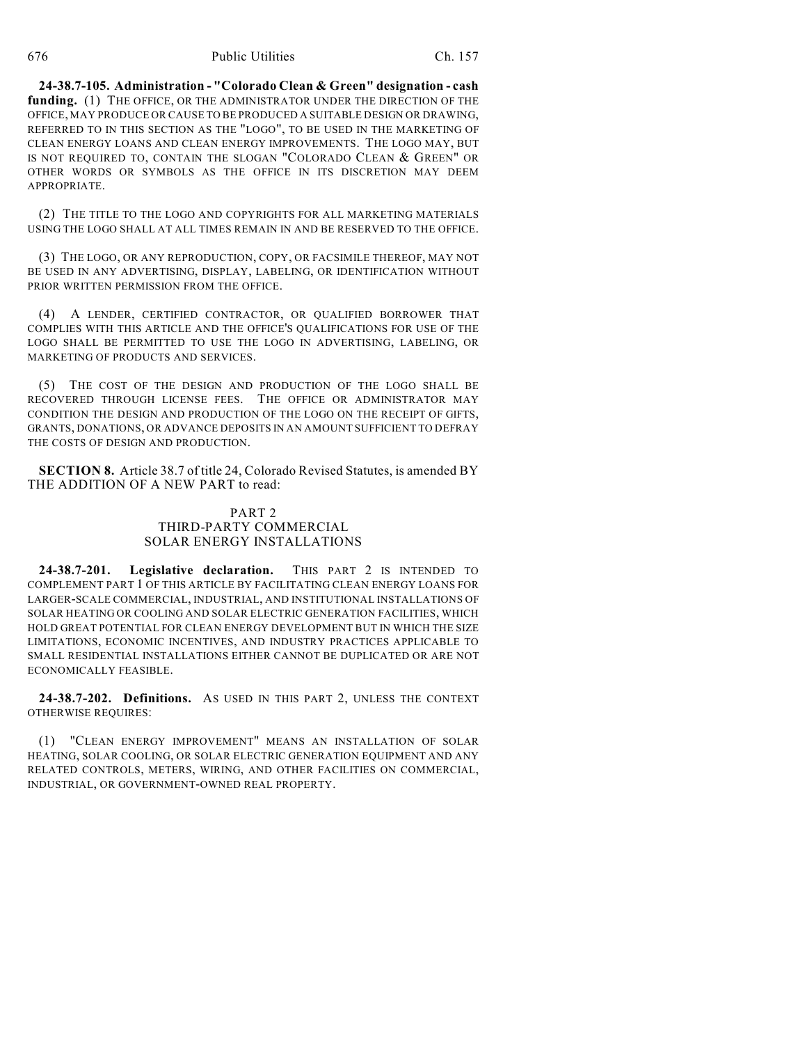**24-38.7-105. Administration - "Colorado Clean & Green" designation - cash funding.** (1) THE OFFICE, OR THE ADMINISTRATOR UNDER THE DIRECTION OF THE OFFICE, MAY PRODUCE OR CAUSE TO BE PRODUCED A SUITABLE DESIGN OR DRAWING, REFERRED TO IN THIS SECTION AS THE "LOGO", TO BE USED IN THE MARKETING OF CLEAN ENERGY LOANS AND CLEAN ENERGY IMPROVEMENTS. THE LOGO MAY, BUT IS NOT REQUIRED TO, CONTAIN THE SLOGAN "COLORADO CLEAN & GREEN" OR OTHER WORDS OR SYMBOLS AS THE OFFICE IN ITS DISCRETION MAY DEEM APPROPRIATE.

(2) THE TITLE TO THE LOGO AND COPYRIGHTS FOR ALL MARKETING MATERIALS USING THE LOGO SHALL AT ALL TIMES REMAIN IN AND BE RESERVED TO THE OFFICE.

(3) THE LOGO, OR ANY REPRODUCTION, COPY, OR FACSIMILE THEREOF, MAY NOT BE USED IN ANY ADVERTISING, DISPLAY, LABELING, OR IDENTIFICATION WITHOUT PRIOR WRITTEN PERMISSION FROM THE OFFICE.

(4) A LENDER, CERTIFIED CONTRACTOR, OR QUALIFIED BORROWER THAT COMPLIES WITH THIS ARTICLE AND THE OFFICE'S QUALIFICATIONS FOR USE OF THE LOGO SHALL BE PERMITTED TO USE THE LOGO IN ADVERTISING, LABELING, OR MARKETING OF PRODUCTS AND SERVICES.

(5) THE COST OF THE DESIGN AND PRODUCTION OF THE LOGO SHALL BE RECOVERED THROUGH LICENSE FEES. THE OFFICE OR ADMINISTRATOR MAY CONDITION THE DESIGN AND PRODUCTION OF THE LOGO ON THE RECEIPT OF GIFTS, GRANTS, DONATIONS, OR ADVANCE DEPOSITS IN AN AMOUNT SUFFICIENT TO DEFRAY THE COSTS OF DESIGN AND PRODUCTION.

**SECTION 8.** Article 38.7 of title 24, Colorado Revised Statutes, is amended BY THE ADDITION OF A NEW PART to read:

PART 2
THIRD-PARTY COMMERCIAL
SOLAR ENERGY INSTALLATIONS

**24-38.7-201. Legislative declaration.** THIS PART 2 IS INTENDED TO COMPLEMENT PART 1 OF THIS ARTICLE BY FACILITATING CLEAN ENERGY LOANS FOR LARGER-SCALE COMMERCIAL, INDUSTRIAL, AND INSTITUTIONAL INSTALLATIONS OF SOLAR HEATING OR COOLING AND SOLAR ELECTRIC GENERATION FACILITIES, WHICH HOLD GREAT POTENTIAL FOR CLEAN ENERGY DEVELOPMENT BUT IN WHICH THE SIZE LIMITATIONS, ECONOMIC INCENTIVES, AND INDUSTRY PRACTICES APPLICABLE TO SMALL RESIDENTIAL INSTALLATIONS EITHER CANNOT BE DUPLICATED OR ARE NOT ECONOMICALLY FEASIBLE.

**24-38.7-202. Definitions.** AS USED IN THIS PART 2, UNLESS THE CONTEXT OTHERWISE REQUIRES:

(1) "CLEAN ENERGY IMPROVEMENT" MEANS AN INSTALLATION OF SOLAR HEATING, SOLAR COOLING, OR SOLAR ELECTRIC GENERATION EQUIPMENT AND ANY RELATED CONTROLS, METERS, WIRING, AND OTHER FACILITIES ON COMMERCIAL, INDUSTRIAL, OR GOVERNMENT-OWNED REAL PROPERTY.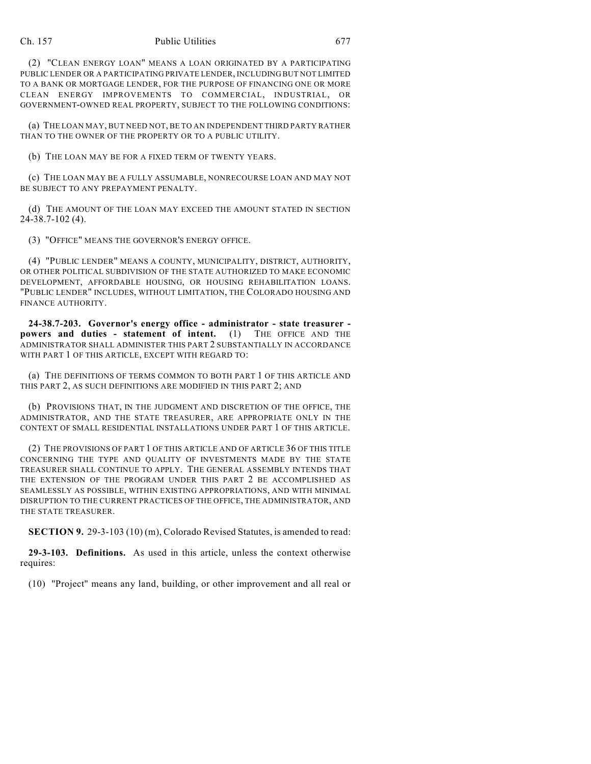(2) "CLEAN ENERGY LOAN" MEANS A LOAN ORIGINATED BY A PARTICIPATING PUBLIC LENDER OR A PARTICIPATING PRIVATE LENDER, INCLUDING BUT NOT LIMITED TO A BANK OR MORTGAGE LENDER, FOR THE PURPOSE OF FINANCING ONE OR MORE CLEAN ENERGY IMPROVEMENTS TO COMMERCIAL, INDUSTRIAL, OR GOVERNMENT-OWNED REAL PROPERTY, SUBJECT TO THE FOLLOWING CONDITIONS:

(a) THE LOAN MAY, BUT NEED NOT, BE TO AN INDEPENDENT THIRD PARTY RATHER THAN TO THE OWNER OF THE PROPERTY OR TO A PUBLIC UTILITY.

(b) THE LOAN MAY BE FOR A FIXED TERM OF TWENTY YEARS.

(c) THE LOAN MAY BE A FULLY ASSUMABLE, NONRECOURSE LOAN AND MAY NOT BE SUBJECT TO ANY PREPAYMENT PENALTY.

(d) THE AMOUNT OF THE LOAN MAY EXCEED THE AMOUNT STATED IN SECTION 24-38.7-102 (4).

(3) "OFFICE" MEANS THE GOVERNOR'S ENERGY OFFICE.

(4) "PUBLIC LENDER" MEANS A COUNTY, MUNICIPALITY, DISTRICT, AUTHORITY, OR OTHER POLITICAL SUBDIVISION OF THE STATE AUTHORIZED TO MAKE ECONOMIC DEVELOPMENT, AFFORDABLE HOUSING, OR HOUSING REHABILITATION LOANS. "PUBLIC LENDER" INCLUDES, WITHOUT LIMITATION, THE COLORADO HOUSING AND FINANCE AUTHORITY.

**24-38.7-203. Governor's energy office - administrator - state treasurer - powers and duties - statement of intent.** (1) THE OFFICE AND THE ADMINISTRATOR SHALL ADMINISTER THIS PART 2 SUBSTANTIALLY IN ACCORDANCE WITH PART 1 OF THIS ARTICLE, EXCEPT WITH REGARD TO:

(a) THE DEFINITIONS OF TERMS COMMON TO BOTH PART 1 OF THIS ARTICLE AND THIS PART 2, AS SUCH DEFINITIONS ARE MODIFIED IN THIS PART 2; AND

(b) PROVISIONS THAT, IN THE JUDGMENT AND DISCRETION OF THE OFFICE, THE ADMINISTRATOR, AND THE STATE TREASURER, ARE APPROPRIATE ONLY IN THE CONTEXT OF SMALL RESIDENTIAL INSTALLATIONS UNDER PART 1 OF THIS ARTICLE.

(2) THE PROVISIONS OF PART 1 OF THIS ARTICLE AND OF ARTICLE 36 OF THIS TITLE CONCERNING THE TYPE AND QUALITY OF INVESTMENTS MADE BY THE STATE TREASURER SHALL CONTINUE TO APPLY. THE GENERAL ASSEMBLY INTENDS THAT THE EXTENSION OF THE PROGRAM UNDER THIS PART 2 BE ACCOMPLISHED AS SEAMLESSLY AS POSSIBLE, WITHIN EXISTING APPROPRIATIONS, AND WITH MINIMAL DISRUPTION TO THE CURRENT PRACTICES OF THE OFFICE, THE ADMINISTRATOR, AND THE STATE TREASURER.

**SECTION 9.** 29-3-103 (10) (m), Colorado Revised Statutes, is amended to read:

**29-3-103. Definitions.** As used in this article, unless the context otherwise requires:

(10) "Project" means any land, building, or other improvement and all real or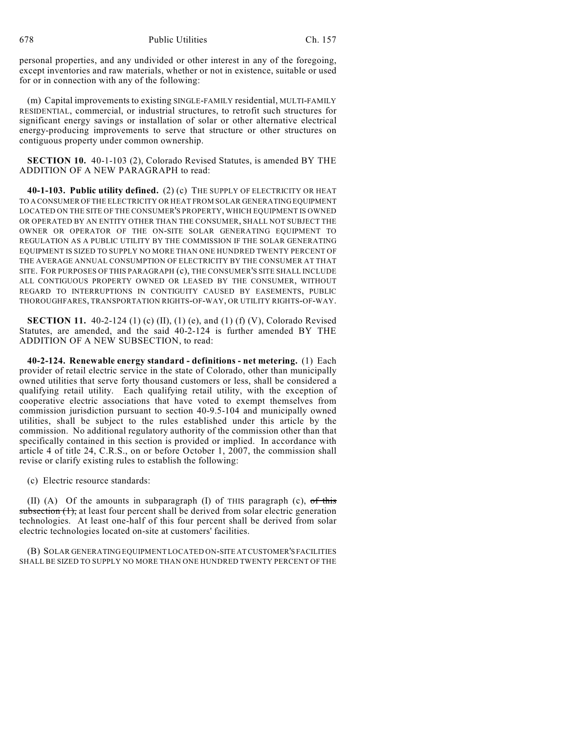personal properties, and any undivided or other interest in any of the foregoing, except inventories and raw materials, whether or not in existence, suitable or used for or in connection with any of the following:

(m) Capital improvements to existing SINGLE-FAMILY residential, MULTI-FAMILY RESIDENTIAL, commercial, or industrial structures, to retrofit such structures for significant energy savings or installation of solar or other alternative electrical energy-producing improvements to serve that structure or other structures on contiguous property under common ownership.

**SECTION 10.** 40-1-103 (2), Colorado Revised Statutes, is amended BY THE ADDITION OF A NEW PARAGRAPH to read:

**40-1-103. Public utility defined.** (2) (c) THE SUPPLY OF ELECTRICITY OR HEAT TO A CONSUMER OF THE ELECTRICITY OR HEAT FROM SOLAR GENERATING EQUIPMENT LOCATED ON THE SITE OF THE CONSUMER'S PROPERTY, WHICH EQUIPMENT IS OWNED OR OPERATED BY AN ENTITY OTHER THAN THE CONSUMER, SHALL NOT SUBJECT THE OWNER OR OPERATOR OF THE ON-SITE SOLAR GENERATING EQUIPMENT TO REGULATION AS A PUBLIC UTILITY BY THE COMMISSION IF THE SOLAR GENERATING EQUIPMENT IS SIZED TO SUPPLY NO MORE THAN ONE HUNDRED TWENTY PERCENT OF THE AVERAGE ANNUAL CONSUMPTION OF ELECTRICITY BY THE CONSUMER AT THAT SITE. FOR PURPOSES OF THIS PARAGRAPH (c), THE CONSUMER'S SITE SHALL INCLUDE ALL CONTIGUOUS PROPERTY OWNED OR LEASED BY THE CONSUMER, WITHOUT REGARD TO INTERRUPTIONS IN CONTIGUITY CAUSED BY EASEMENTS, PUBLIC THOROUGHFARES, TRANSPORTATION RIGHTS-OF-WAY, OR UTILITY RIGHTS-OF-WAY.

**SECTION 11.** 40-2-124 (1) (c) (II), (1) (e), and (1) (f) (V), Colorado Revised Statutes, are amended, and the said 40-2-124 is further amended BY THE ADDITION OF A NEW SUBSECTION, to read:

**40-2-124. Renewable energy standard - definitions - net metering.** (1) Each provider of retail electric service in the state of Colorado, other than municipally owned utilities that serve forty thousand customers or less, shall be considered a qualifying retail utility. Each qualifying retail utility, with the exception of cooperative electric associations that have voted to exempt themselves from commission jurisdiction pursuant to section 40-9.5-104 and municipally owned utilities, shall be subject to the rules established under this article by the commission. No additional regulatory authority of the commission other than that specifically contained in this section is provided or implied. In accordance with article 4 of title 24, C.R.S., on or before October 1, 2007, the commission shall revise or clarify existing rules to establish the following:

(c) Electric resource standards:

(II) (A) Of the amounts in subparagraph (I) of THIS paragraph (c), ~~of this subsection (1),~~ at least four percent shall be derived from solar electric generation technologies. At least one-half of this four percent shall be derived from solar electric technologies located on-site at customers' facilities.

(B) SOLAR GENERATING EQUIPMENT LOCATED ON-SITE AT CUSTOMER'S FACILITIES SHALL BE SIZED TO SUPPLY NO MORE THAN ONE HUNDRED TWENTY PERCENT OF THE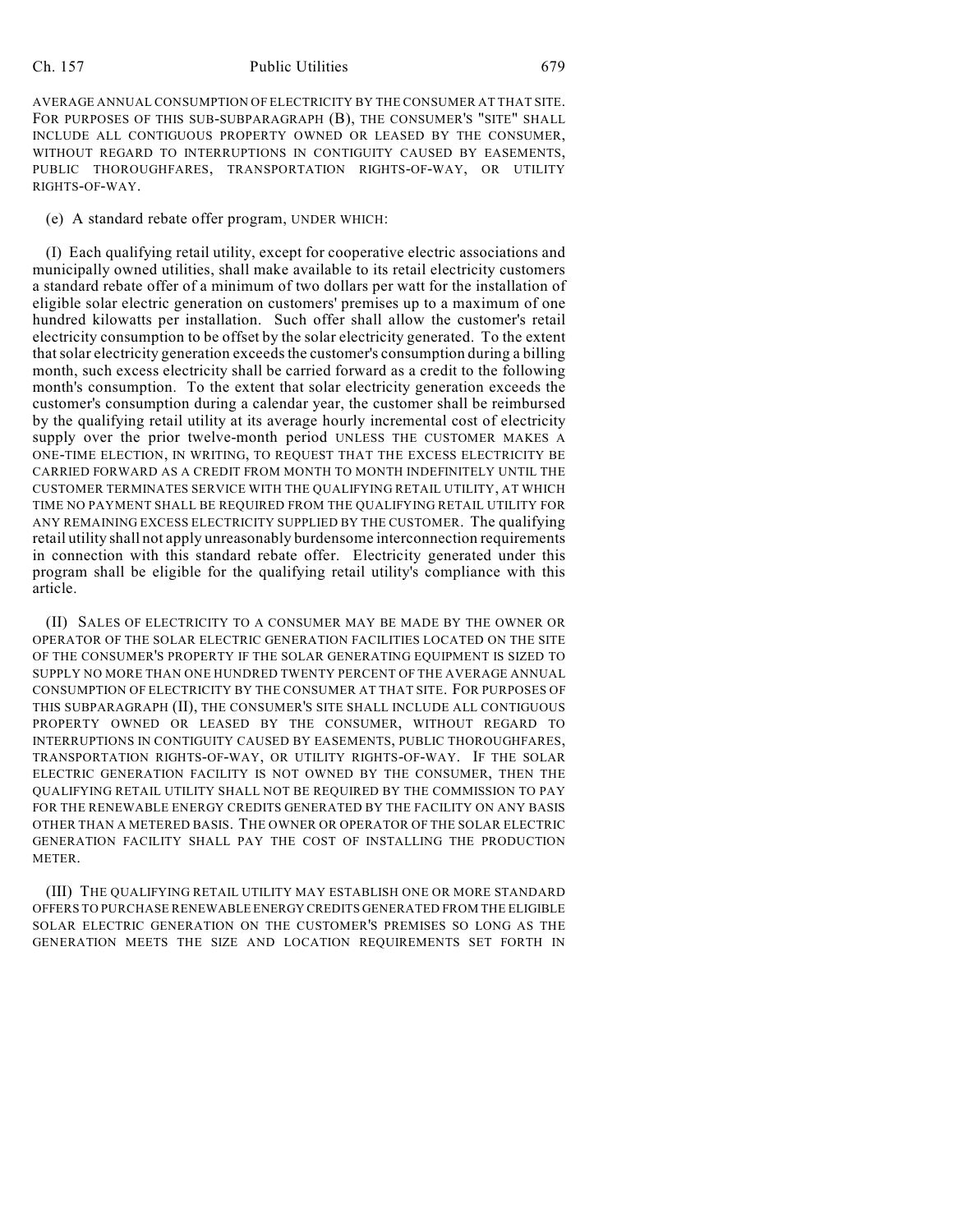AVERAGE ANNUAL CONSUMPTION OF ELECTRICITY BY THE CONSUMER AT THAT SITE. FOR PURPOSES OF THIS SUB-SUBPARAGRAPH (B), THE CONSUMER'S "SITE" SHALL INCLUDE ALL CONTIGUOUS PROPERTY OWNED OR LEASED BY THE CONSUMER, WITHOUT REGARD TO INTERRUPTIONS IN CONTIGUITY CAUSED BY EASEMENTS, PUBLIC THOROUGHFARES, TRANSPORTATION RIGHTS-OF-WAY, OR UTILITY RIGHTS-OF-WAY.

(e) A standard rebate offer program, UNDER WHICH:

(I) Each qualifying retail utility, except for cooperative electric associations and municipally owned utilities, shall make available to its retail electricity customers a standard rebate offer of a minimum of two dollars per watt for the installation of eligible solar electric generation on customers' premises up to a maximum of one hundred kilowatts per installation. Such offer shall allow the customer's retail electricity consumption to be offset by the solar electricity generated. To the extent that solar electricity generation exceeds the customer's consumption during a billing month, such excess electricity shall be carried forward as a credit to the following month's consumption. To the extent that solar electricity generation exceeds the customer's consumption during a calendar year, the customer shall be reimbursed by the qualifying retail utility at its average hourly incremental cost of electricity supply over the prior twelve-month period UNLESS THE CUSTOMER MAKES A ONE-TIME ELECTION, IN WRITING, TO REQUEST THAT THE EXCESS ELECTRICITY BE CARRIED FORWARD AS A CREDIT FROM MONTH TO MONTH INDEFINITELY UNTIL THE CUSTOMER TERMINATES SERVICE WITH THE QUALIFYING RETAIL UTILITY, AT WHICH TIME NO PAYMENT SHALL BE REQUIRED FROM THE QUALIFYING RETAIL UTILITY FOR ANY REMAINING EXCESS ELECTRICITY SUPPLIED BY THE CUSTOMER. The qualifying retail utility shall not apply unreasonably burdensome interconnection requirements in connection with this standard rebate offer. Electricity generated under this program shall be eligible for the qualifying retail utility's compliance with this article.

(II) SALES OF ELECTRICITY TO A CONSUMER MAY BE MADE BY THE OWNER OR OPERATOR OF THE SOLAR ELECTRIC GENERATION FACILITIES LOCATED ON THE SITE OF THE CONSUMER'S PROPERTY IF THE SOLAR GENERATING EQUIPMENT IS SIZED TO SUPPLY NO MORE THAN ONE HUNDRED TWENTY PERCENT OF THE AVERAGE ANNUAL CONSUMPTION OF ELECTRICITY BY THE CONSUMER AT THAT SITE. FOR PURPOSES OF THIS SUBPARAGRAPH (II), THE CONSUMER'S SITE SHALL INCLUDE ALL CONTIGUOUS PROPERTY OWNED OR LEASED BY THE CONSUMER, WITHOUT REGARD TO INTERRUPTIONS IN CONTIGUITY CAUSED BY EASEMENTS, PUBLIC THOROUGHFARES, TRANSPORTATION RIGHTS-OF-WAY, OR UTILITY RIGHTS-OF-WAY. IF THE SOLAR ELECTRIC GENERATION FACILITY IS NOT OWNED BY THE CONSUMER, THEN THE QUALIFYING RETAIL UTILITY SHALL NOT BE REQUIRED BY THE COMMISSION TO PAY FOR THE RENEWABLE ENERGY CREDITS GENERATED BY THE FACILITY ON ANY BASIS OTHER THAN A METERED BASIS. THE OWNER OR OPERATOR OF THE SOLAR ELECTRIC GENERATION FACILITY SHALL PAY THE COST OF INSTALLING THE PRODUCTION METER.

(III) THE QUALIFYING RETAIL UTILITY MAY ESTABLISH ONE OR MORE STANDARD OFFERS TO PURCHASE RENEWABLE ENERGY CREDITS GENERATED FROM THE ELIGIBLE SOLAR ELECTRIC GENERATION ON THE CUSTOMER'S PREMISES SO LONG AS THE GENERATION MEETS THE SIZE AND LOCATION REQUIREMENTS SET FORTH IN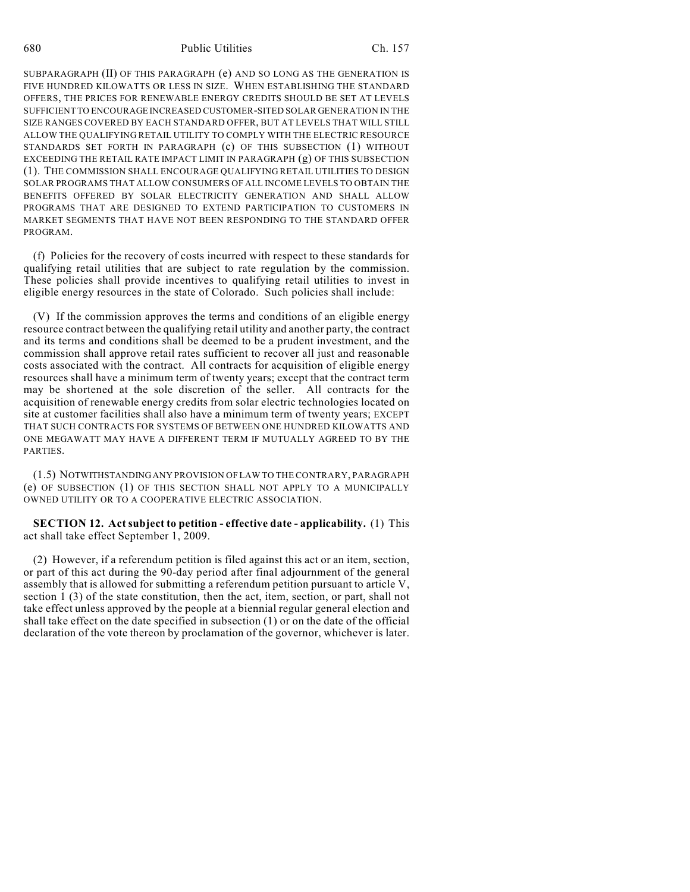SUBPARAGRAPH (II) OF THIS PARAGRAPH (e) AND SO LONG AS THE GENERATION IS FIVE HUNDRED KILOWATTS OR LESS IN SIZE. WHEN ESTABLISHING THE STANDARD OFFERS, THE PRICES FOR RENEWABLE ENERGY CREDITS SHOULD BE SET AT LEVELS SUFFICIENT TO ENCOURAGE INCREASED CUSTOMER-SITED SOLAR GENERATION IN THE SIZE RANGES COVERED BY EACH STANDARD OFFER, BUT AT LEVELS THAT WILL STILL ALLOW THE QUALIFYING RETAIL UTILITY TO COMPLY WITH THE ELECTRIC RESOURCE STANDARDS SET FORTH IN PARAGRAPH (c) OF THIS SUBSECTION (1) WITHOUT EXCEEDING THE RETAIL RATE IMPACT LIMIT IN PARAGRAPH (g) OF THIS SUBSECTION (1). THE COMMISSION SHALL ENCOURAGE QUALIFYING RETAIL UTILITIES TO DESIGN SOLAR PROGRAMS THAT ALLOW CONSUMERS OF ALL INCOME LEVELS TO OBTAIN THE BENEFITS OFFERED BY SOLAR ELECTRICITY GENERATION AND SHALL ALLOW PROGRAMS THAT ARE DESIGNED TO EXTEND PARTICIPATION TO CUSTOMERS IN MARKET SEGMENTS THAT HAVE NOT BEEN RESPONDING TO THE STANDARD OFFER PROGRAM.

(f) Policies for the recovery of costs incurred with respect to these standards for qualifying retail utilities that are subject to rate regulation by the commission. These policies shall provide incentives to qualifying retail utilities to invest in eligible energy resources in the state of Colorado. Such policies shall include:

(V) If the commission approves the terms and conditions of an eligible energy resource contract between the qualifying retail utility and another party, the contract and its terms and conditions shall be deemed to be a prudent investment, and the commission shall approve retail rates sufficient to recover all just and reasonable costs associated with the contract. All contracts for acquisition of eligible energy resources shall have a minimum term of twenty years; except that the contract term may be shortened at the sole discretion of the seller. All contracts for the acquisition of renewable energy credits from solar electric technologies located on site at customer facilities shall also have a minimum term of twenty years; EXCEPT THAT SUCH CONTRACTS FOR SYSTEMS OF BETWEEN ONE HUNDRED KILOWATTS AND ONE MEGAWATT MAY HAVE A DIFFERENT TERM IF MUTUALLY AGREED TO BY THE PARTIES.

(1.5) NOTWITHSTANDING ANY PROVISION OF LAW TO THE CONTRARY, PARAGRAPH (e) OF SUBSECTION (1) OF THIS SECTION SHALL NOT APPLY TO A MUNICIPALLY OWNED UTILITY OR TO A COOPERATIVE ELECTRIC ASSOCIATION.

**SECTION 12. Act subject to petition - effective date - applicability.** (1) This act shall take effect September 1, 2009.

(2) However, if a referendum petition is filed against this act or an item, section, or part of this act during the 90-day period after final adjournment of the general assembly that is allowed for submitting a referendum petition pursuant to article V, section 1 (3) of the state constitution, then the act, item, section, or part, shall not take effect unless approved by the people at a biennial regular general election and shall take effect on the date specified in subsection (1) or on the date of the official declaration of the vote thereon by proclamation of the governor, whichever is later.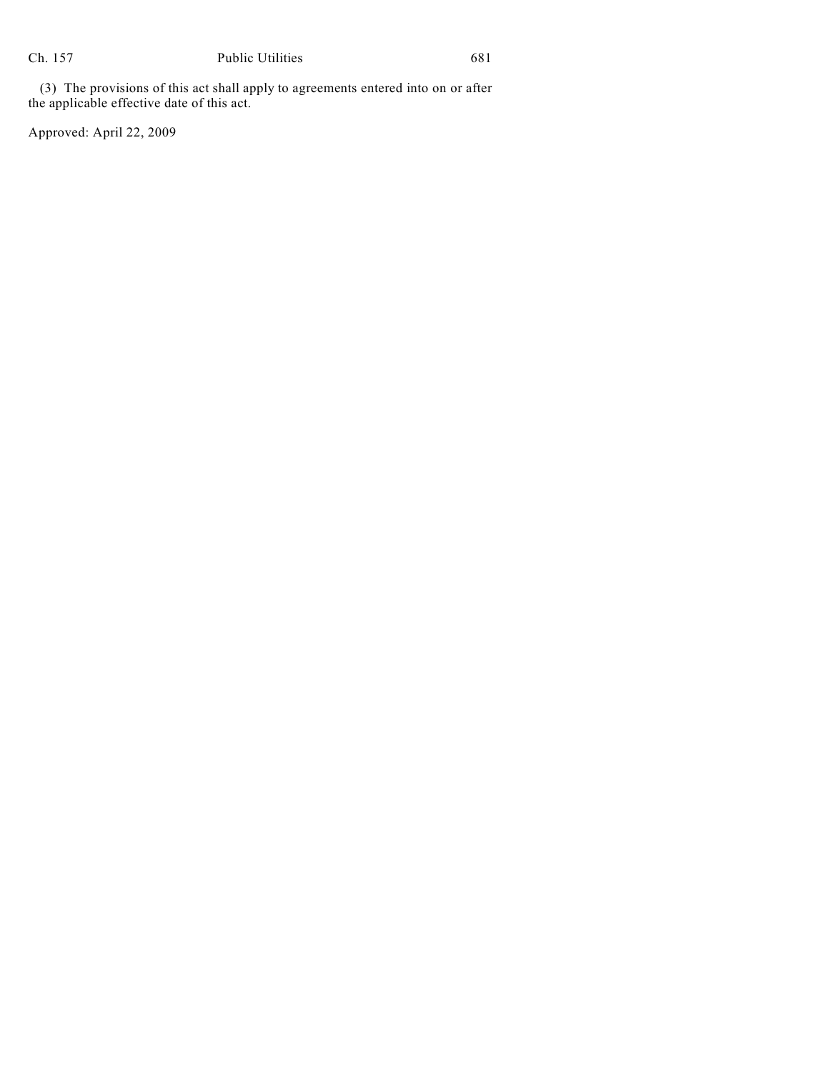(3) The provisions of this act shall apply to agreements entered into on or after the applicable effective date of this act.

Approved: April 22, 2009